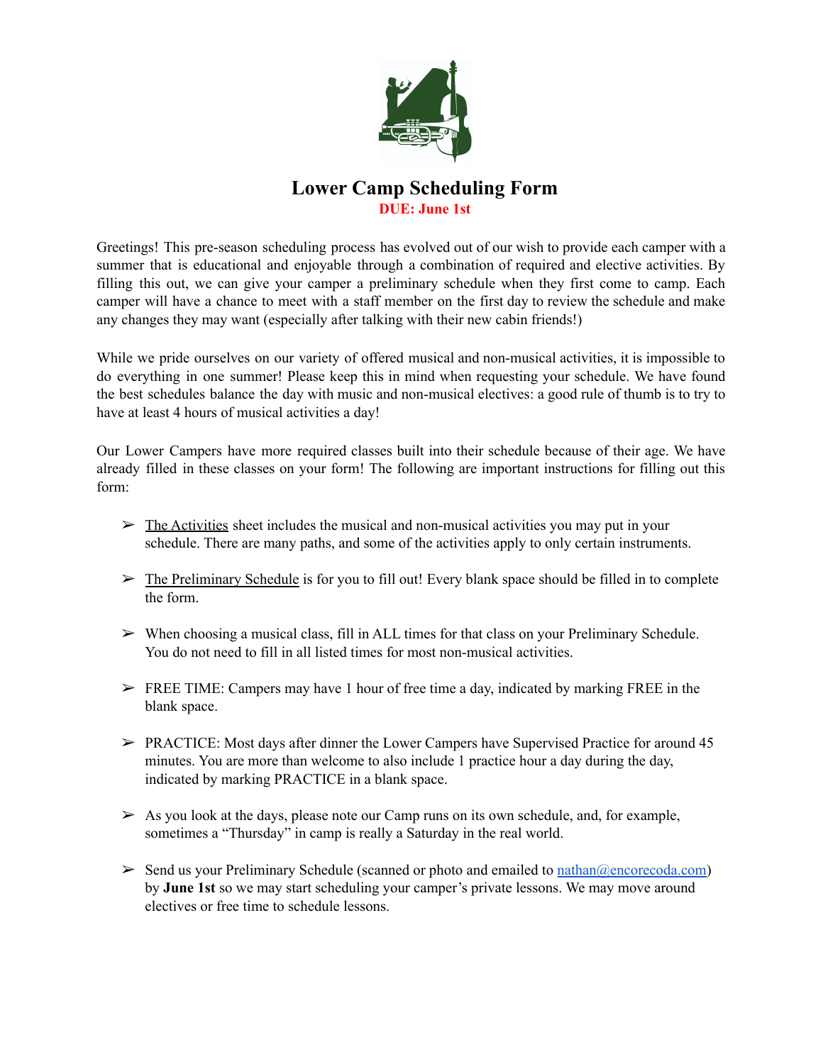# Lower Camp Scheduling Form

**DUE: June 1st**

Greetings! This pre-season scheduling process has evolved out of our wish to provide each camper with a summer that is educational and enjoyable through a combination of required and elective activities. By filling this out, we can give your camper a preliminary schedule when they first come to camp. Each camper will have a chance to meet with a staff member on the first day to review the schedule and make any changes they may want (especially after talking with their new cabin friends!)

While we pride ourselves on our variety of offered musical and non-musical activities, it is impossible to do everything in one summer! Please keep this in mind when requesting your schedule. We have found the best schedules balance the day with music and non-musical electives: a good rule of thumb is to try to have at least 4 hours of musical activities a day!

Our Lower Campers have more required classes built into their schedule because of their age. We have already filled in these classes on your form! The following are important instructions for filling out this form:

- The Activities sheet includes the musical and non-musical activities you may put in your schedule. There are many paths, and some of the activities apply to only certain instruments.
- The Preliminary Schedule is for you to fill out! Every blank space should be filled in to complete the form.
- When choosing a musical class, fill in ALL times for that class on your Preliminary Schedule. You do not need to fill in all listed times for most non-musical activities.
- FREE TIME: Campers may have 1 hour of free time a day, indicated by marking FREE in the blank space.
- PRACTICE: Most days after dinner the Lower Campers have Supervised Practice for around 45 minutes. You are more than welcome to also include 1 practice hour a day during the day, indicated by marking PRACTICE in a blank space.
- As you look at the days, please note our Camp runs on its own schedule, and, for example, sometimes a "Thursday" in camp is really a Saturday in the real world.
- Send us your Preliminary Schedule (scanned or photo and emailed to nathan@encorecoda.com) by **June 1st** so we may start scheduling your camper's private lessons. We may move around electives or free time to schedule lessons.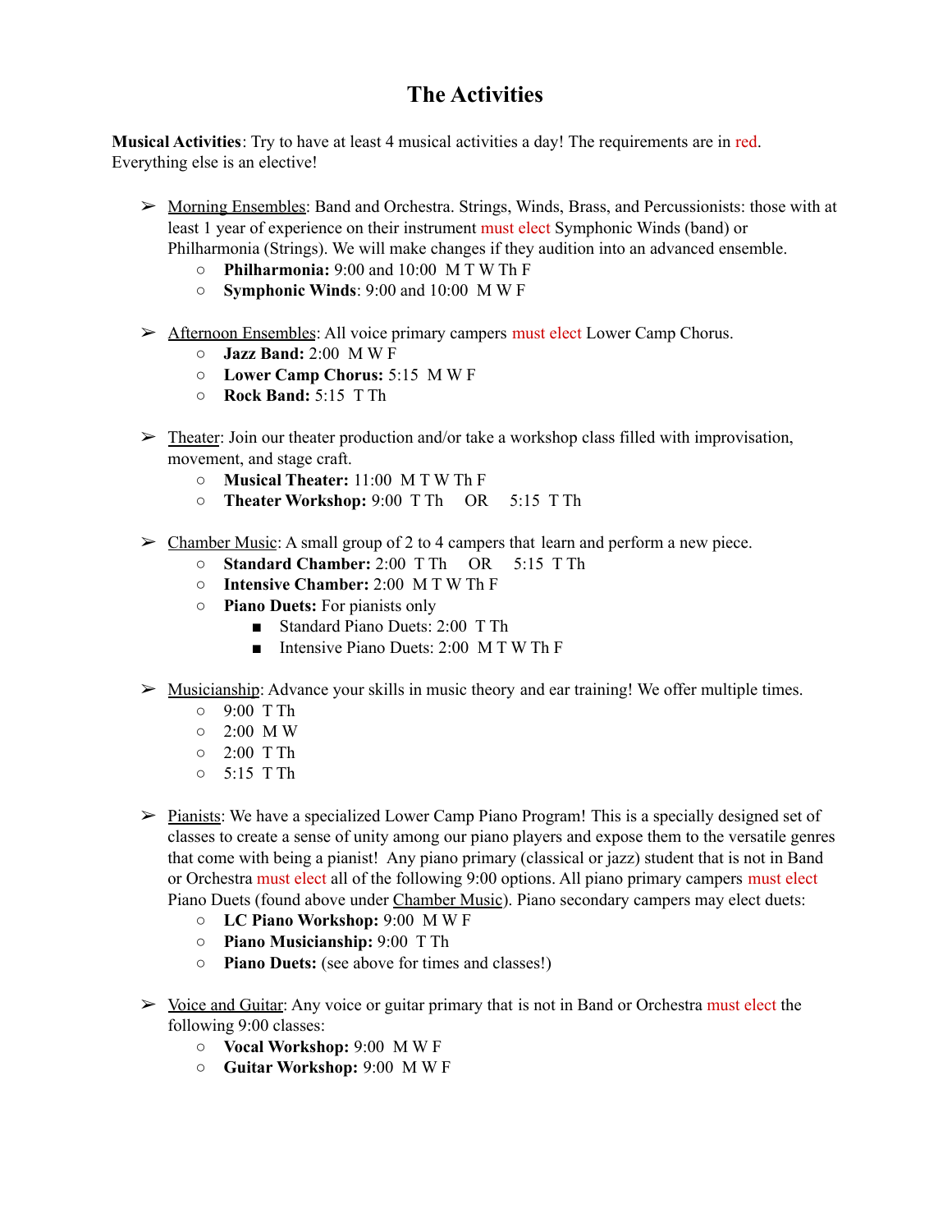# The Activities

**Musical Activities**: Try to have at least 4 musical activities a day! The requirements are in red. Everything else is an elective!

- Morning Ensembles: Band and Orchestra. Strings, Winds, Brass, and Percussionists: those with at least 1 year of experience on their instrument must elect Symphonic Winds (band) or Philharmonia (Strings). We will make changes if they audition into an advanced ensemble.
  - **Philharmonia:** 9:00 and 10:00  M T W Th F
  - **Symphonic Winds**: 9:00 and 10:00  M W F

- Afternoon Ensembles: All voice primary campers must elect Lower Camp Chorus.
  - **Jazz Band:** 2:00  M W F
  - **Lower Camp Chorus:** 5:15  M W F
  - **Rock Band:** 5:15  T Th

- Theater: Join our theater production and/or take a workshop class filled with improvisation, movement, and stage craft.
  - **Musical Theater:** 11:00  M T W Th F
  - **Theater Workshop:** 9:00  T Th   OR   5:15  T Th

- Chamber Music: A small group of 2 to 4 campers that learn and perform a new piece.
  - **Standard Chamber:** 2:00  T Th   OR   5:15  T Th
  - **Intensive Chamber:** 2:00  M T W Th F
  - **Piano Duets:** For pianists only
    - Standard Piano Duets: 2:00  T Th
    - Intensive Piano Duets: 2:00  M T W Th F

- Musicianship: Advance your skills in music theory and ear training! We offer multiple times.
  - 9:00  T Th
  - 2:00  M W
  - 2:00  T Th
  - 5:15  T Th

- Pianists: We have a specialized Lower Camp Piano Program! This is a specially designed set of classes to create a sense of unity among our piano players and expose them to the versatile genres that come with being a pianist! Any piano primary (classical or jazz) student that is not in Band or Orchestra must elect all of the following 9:00 options. All piano primary campers must elect Piano Duets (found above under Chamber Music). Piano secondary campers may elect duets:
  - **LC Piano Workshop:** 9:00  M W F
  - **Piano Musicianship:** 9:00  T Th
  - **Piano Duets:** (see above for times and classes!)

- Voice and Guitar: Any voice or guitar primary that is not in Band or Orchestra must elect the following 9:00 classes:
  - **Vocal Workshop:** 9:00  M W F
  - **Guitar Workshop:** 9:00  M W F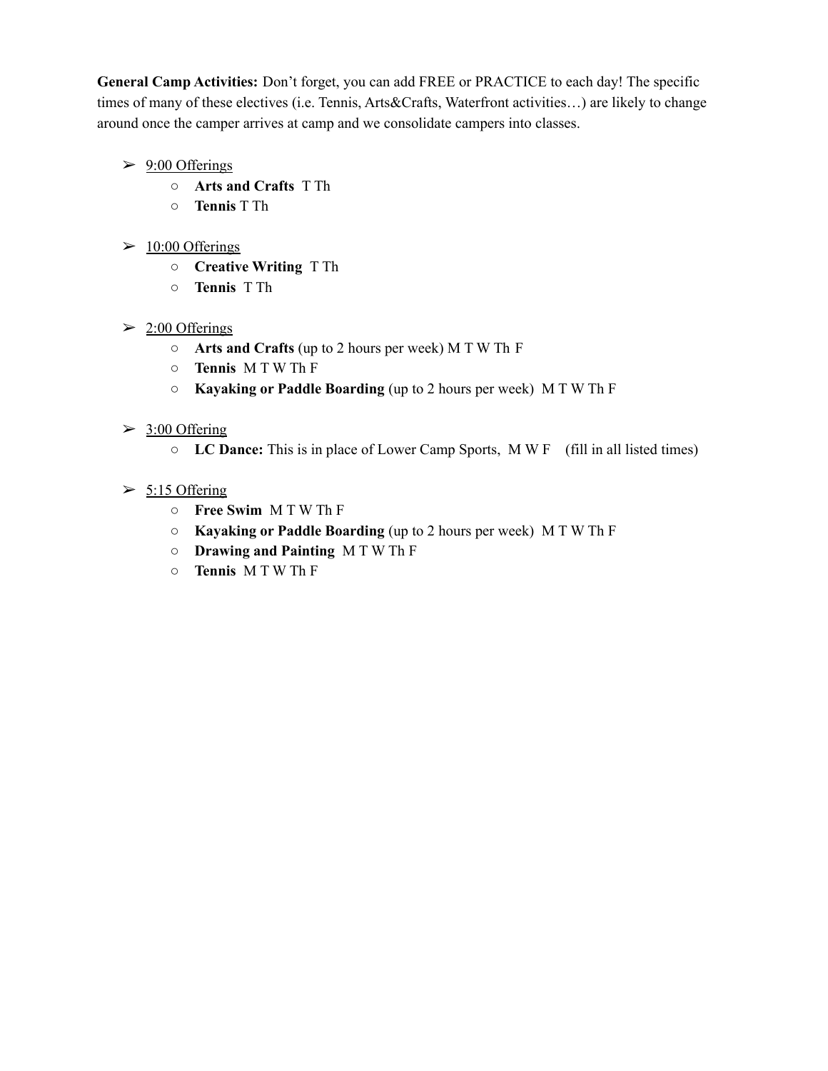**General Camp Activities:** Don't forget, you can add FREE or PRACTICE to each day! The specific times of many of these electives (i.e. Tennis, Arts&Crafts, Waterfront activities…) are likely to change around once the camper arrives at camp and we consolidate campers into classes.

- <u>9:00 Offerings</u>
  - **Arts and Crafts** T Th
  - **Tennis** T Th

- <u>10:00 Offerings</u>
  - **Creative Writing** T Th
  - **Tennis** T Th

- <u>2:00 Offerings</u>
  - **Arts and Crafts** (up to 2 hours per week) M T W Th F
  - **Tennis** M T W Th F
  - **Kayaking or Paddle Boarding** (up to 2 hours per week) M T W Th F

- <u>3:00 Offering</u>
  - **LC Dance:** This is in place of Lower Camp Sports, M W F (fill in all listed times)

- <u>5:15 Offering</u>
  - **Free Swim** M T W Th F
  - **Kayaking or Paddle Boarding** (up to 2 hours per week) M T W Th F
  - **Drawing and Painting** M T W Th F
  - **Tennis** M T W Th F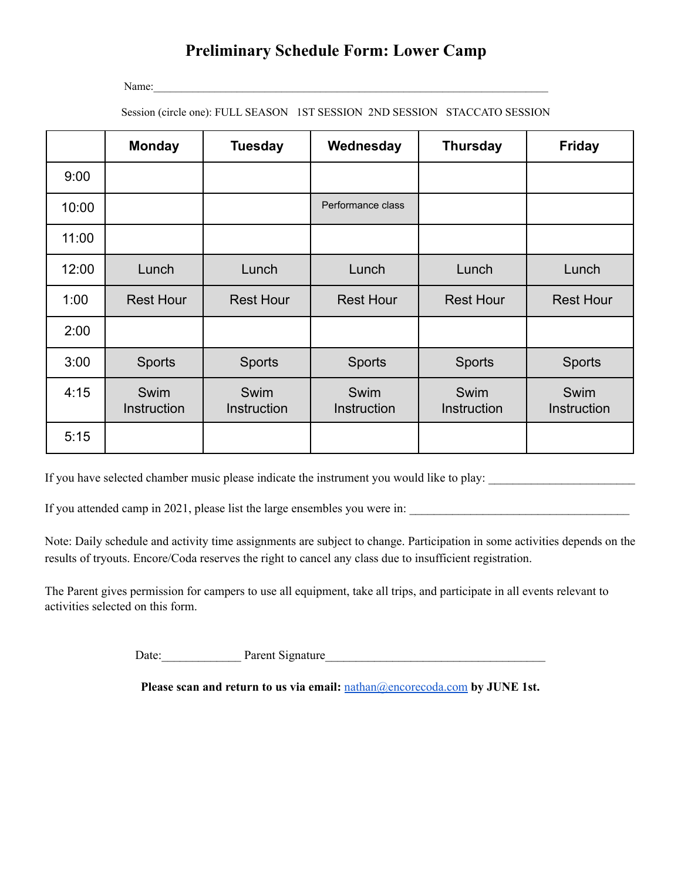# Preliminary Schedule Form: Lower Camp

Name:___________________________________________________________________________

Session (circle one): FULL SEASON   1ST SESSION   2ND SESSION   STACCATO SESSION

| | Monday | Tuesday | Wednesday | Thursday | Friday |
|---|---|---|---|---|---|
| 9:00 | | | | | |
| 10:00 | | | Performance class | | |
| 11:00 | | | | | |
| 12:00 | Lunch | Lunch | Lunch | Lunch | Lunch |
| 1:00 | Rest Hour | Rest Hour | Rest Hour | Rest Hour | Rest Hour |
| 2:00 | | | | | |
| 3:00 | Sports | Sports | Sports | Sports | Sports |
| 4:15 | Swim Instruction | Swim Instruction | Swim Instruction | Swim Instruction | Swim Instruction |
| 5:15 | | | | | |

If you have selected chamber music please indicate the instrument you would like to play: ________________________

If you attended camp in 2021, please list the large ensembles you were in: ____________________________________

Note: Daily schedule and activity time assignments are subject to change. Participation in some activities depends on the results of tryouts. Encore/Coda reserves the right to cancel any class due to insufficient registration.

The Parent gives permission for campers to use all equipment, take all trips, and participate in all events relevant to activities selected on this form.

Date:_____________ Parent Signature____________________________________

**Please scan and return to us via email:** [nathan@encorecoda.com](mailto:nathan@encorecoda.com) **by JUNE 1st.**